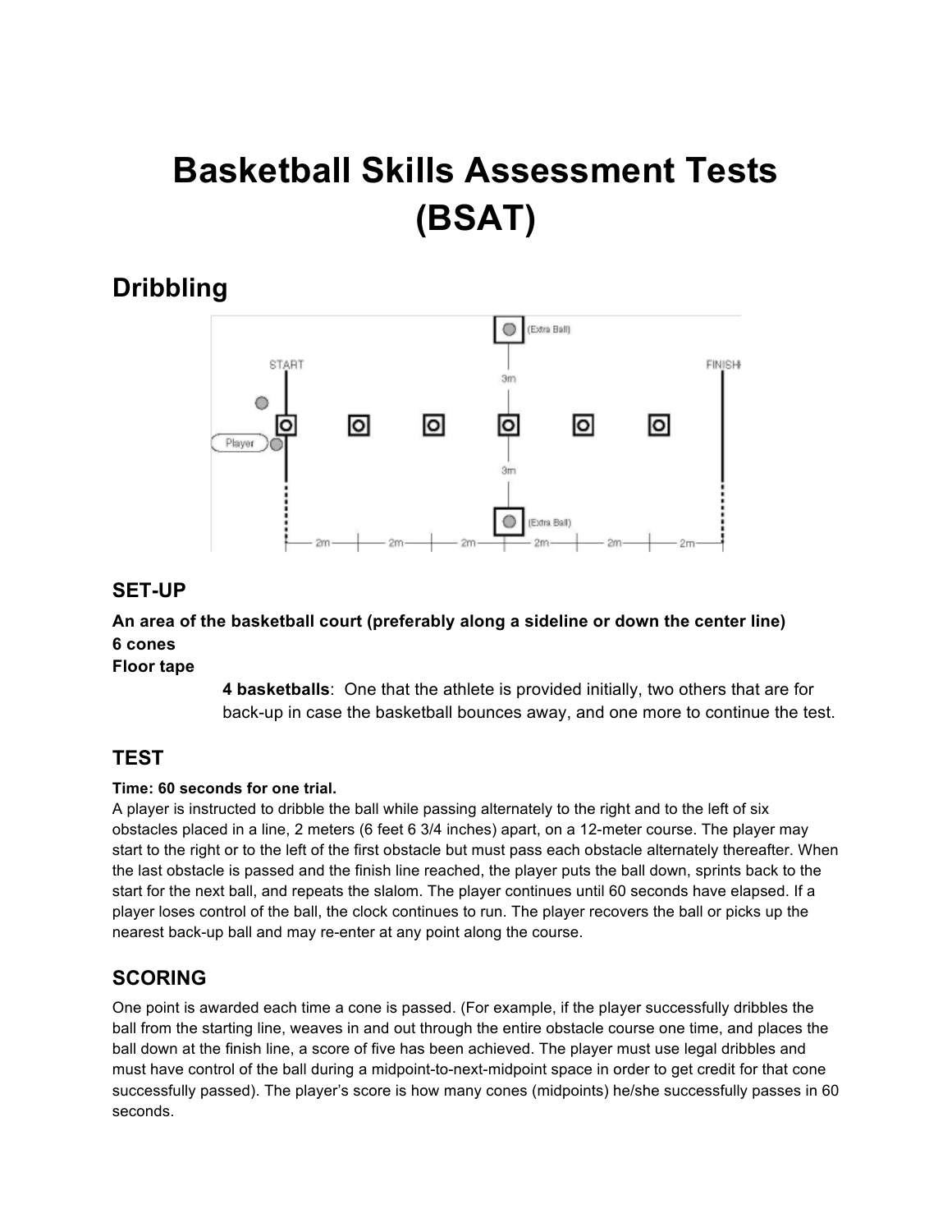# Basketball Skills Assessment Tests (BSAT)

## Dribbling

START
FINISH
(Extra Ball)
3m
Player
3m
(Extra Ball)
2m 2m 2m 2m 2m 2m

### SET-UP

**An area of the basketball court (preferably along a sideline or down the center line)**
**6 cones**
**Floor tape**

**4 basketballs**: One that the athlete is provided initially, two others that are for back-up in case the basketball bounces away, and one more to continue the test.

### TEST

**Time: 60 seconds for one trial.**

A player is instructed to dribble the ball while passing alternately to the right and to the left of six obstacles placed in a line, 2 meters (6 feet 6 3/4 inches) apart, on a 12-meter course. The player may start to the right or to the left of the first obstacle but must pass each obstacle alternately thereafter. When the last obstacle is passed and the finish line reached, the player puts the ball down, sprints back to the start for the next ball, and repeats the slalom. The player continues until 60 seconds have elapsed. If a player loses control of the ball, the clock continues to run. The player recovers the ball or picks up the nearest back-up ball and may re-enter at any point along the course.

### SCORING

One point is awarded each time a cone is passed. (For example, if the player successfully dribbles the ball from the starting line, weaves in and out through the entire obstacle course one time, and places the ball down at the finish line, a score of five has been achieved. The player must use legal dribbles and must have control of the ball during a midpoint-to-next-midpoint space in order to get credit for that cone successfully passed). The player's score is how many cones (midpoints) he/she successfully passes in 60 seconds.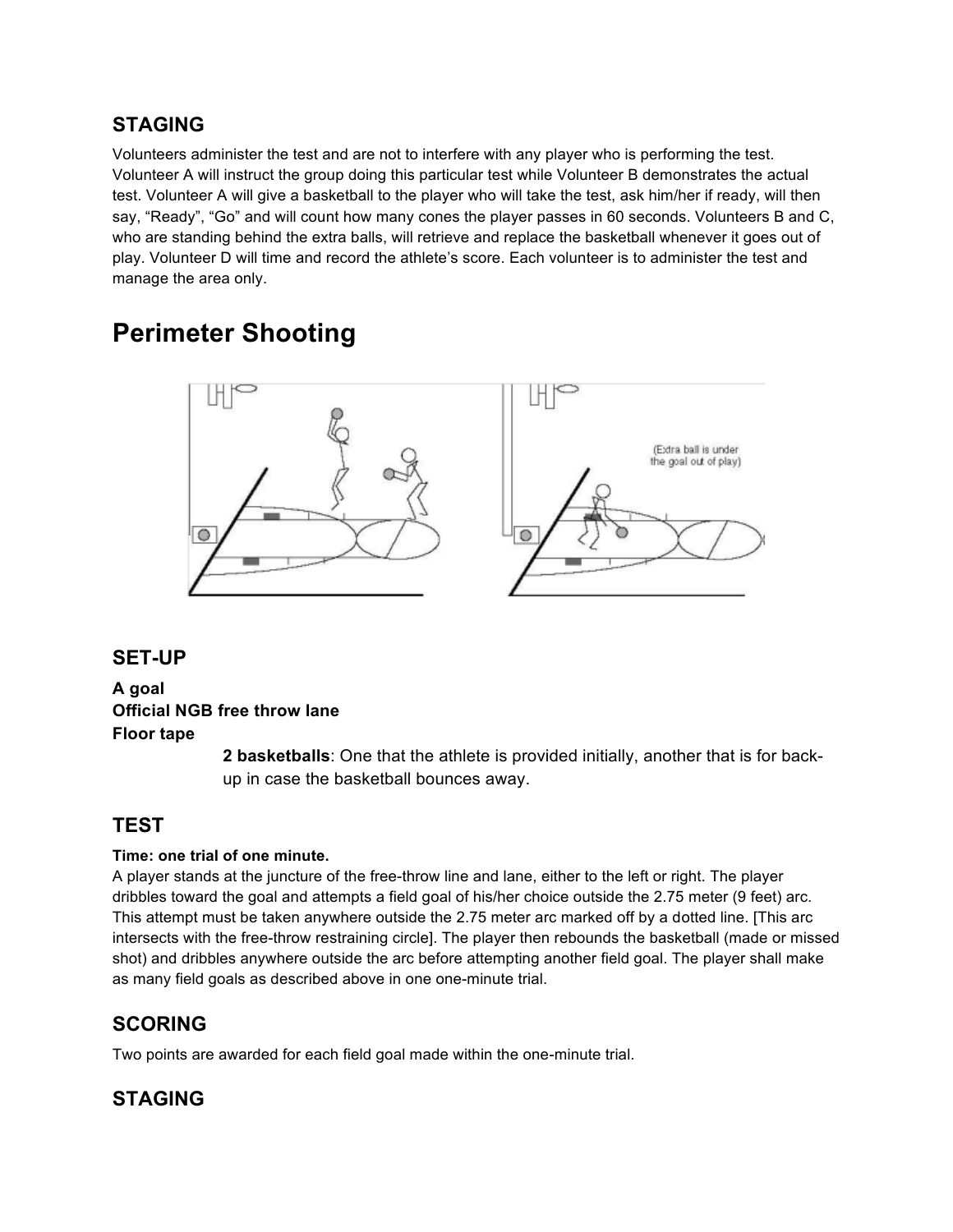## STAGING

Volunteers administer the test and are not to interfere with any player who is performing the test. Volunteer A will instruct the group doing this particular test while Volunteer B demonstrates the actual test. Volunteer A will give a basketball to the player who will take the test, ask him/her if ready, will then say, "Ready", "Go" and will count how many cones the player passes in 60 seconds. Volunteers B and C, who are standing behind the extra balls, will retrieve and replace the basketball whenever it goes out of play. Volunteer D will time and record the athlete's score. Each volunteer is to administer the test and manage the area only.

# Perimeter Shooting

(Extra ball is under the goal out of play)

## SET-UP

**A goal**
**Official NGB free throw lane**
**Floor tape**

**2 basketballs**: One that the athlete is provided initially, another that is for back-up in case the basketball bounces away.

## TEST

**Time: one trial of one minute.**

A player stands at the juncture of the free-throw line and lane, either to the left or right. The player dribbles toward the goal and attempts a field goal of his/her choice outside the 2.75 meter (9 feet) arc. This attempt must be taken anywhere outside the 2.75 meter arc marked off by a dotted line. [This arc intersects with the free-throw restraining circle]. The player then rebounds the basketball (made or missed shot) and dribbles anywhere outside the arc before attempting another field goal. The player shall make as many field goals as described above in one one-minute trial.

## SCORING

Two points are awarded for each field goal made within the one-minute trial.

## STAGING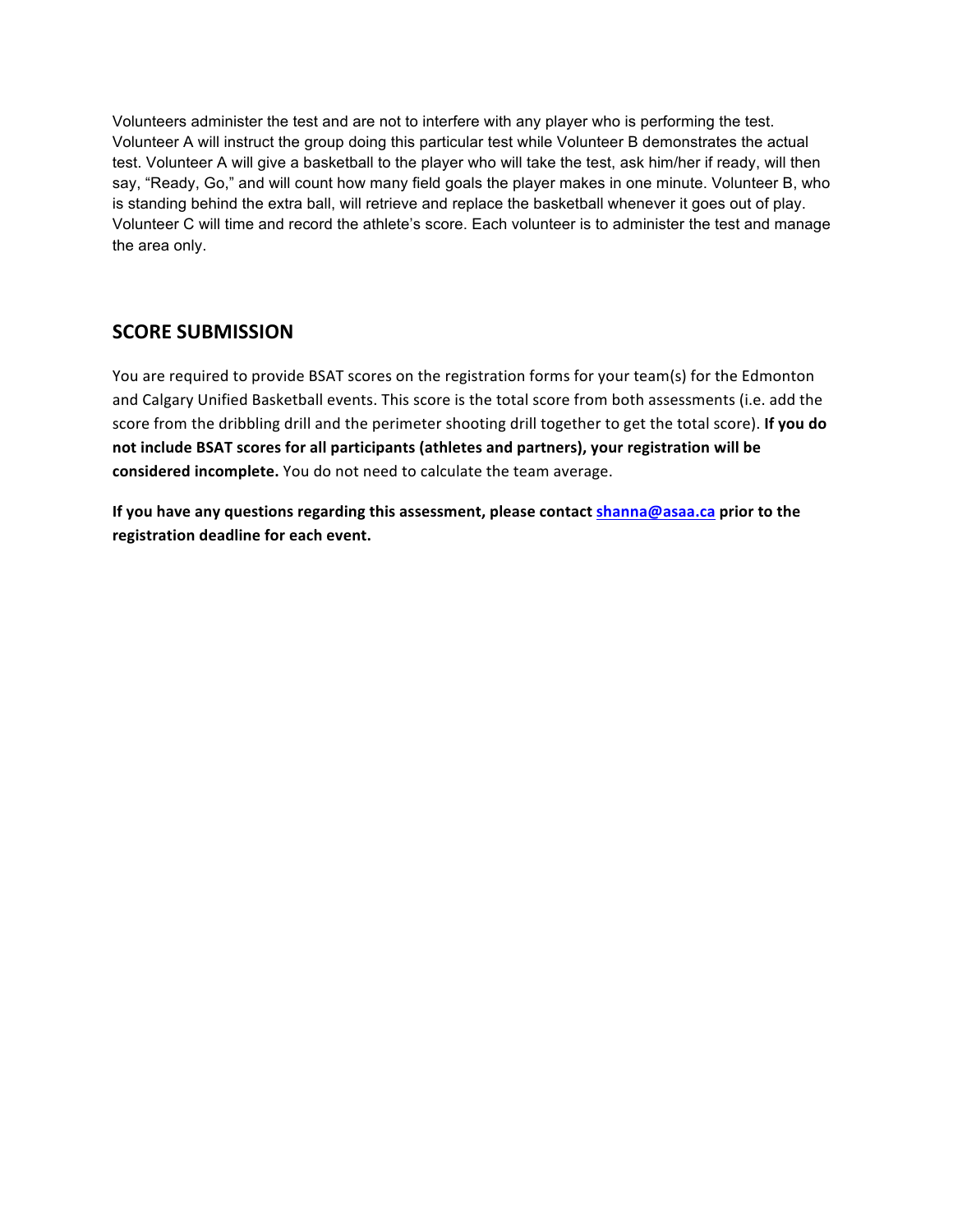Volunteers administer the test and are not to interfere with any player who is performing the test. Volunteer A will instruct the group doing this particular test while Volunteer B demonstrates the actual test. Volunteer A will give a basketball to the player who will take the test, ask him/her if ready, will then say, "Ready, Go," and will count how many field goals the player makes in one minute. Volunteer B, who is standing behind the extra ball, will retrieve and replace the basketball whenever it goes out of play. Volunteer C will time and record the athlete's score. Each volunteer is to administer the test and manage the area only.

## SCORE SUBMISSION

You are required to provide BSAT scores on the registration forms for your team(s) for the Edmonton and Calgary Unified Basketball events. This score is the total score from both assessments (i.e. add the score from the dribbling drill and the perimeter shooting drill together to get the total score). **If you do not include BSAT scores for all participants (athletes and partners), your registration will be considered incomplete.** You do not need to calculate the team average.

**If you have any questions regarding this assessment, please contact [shanna@asaa.ca](mailto:shanna@asaa.ca) prior to the registration deadline for each event.**